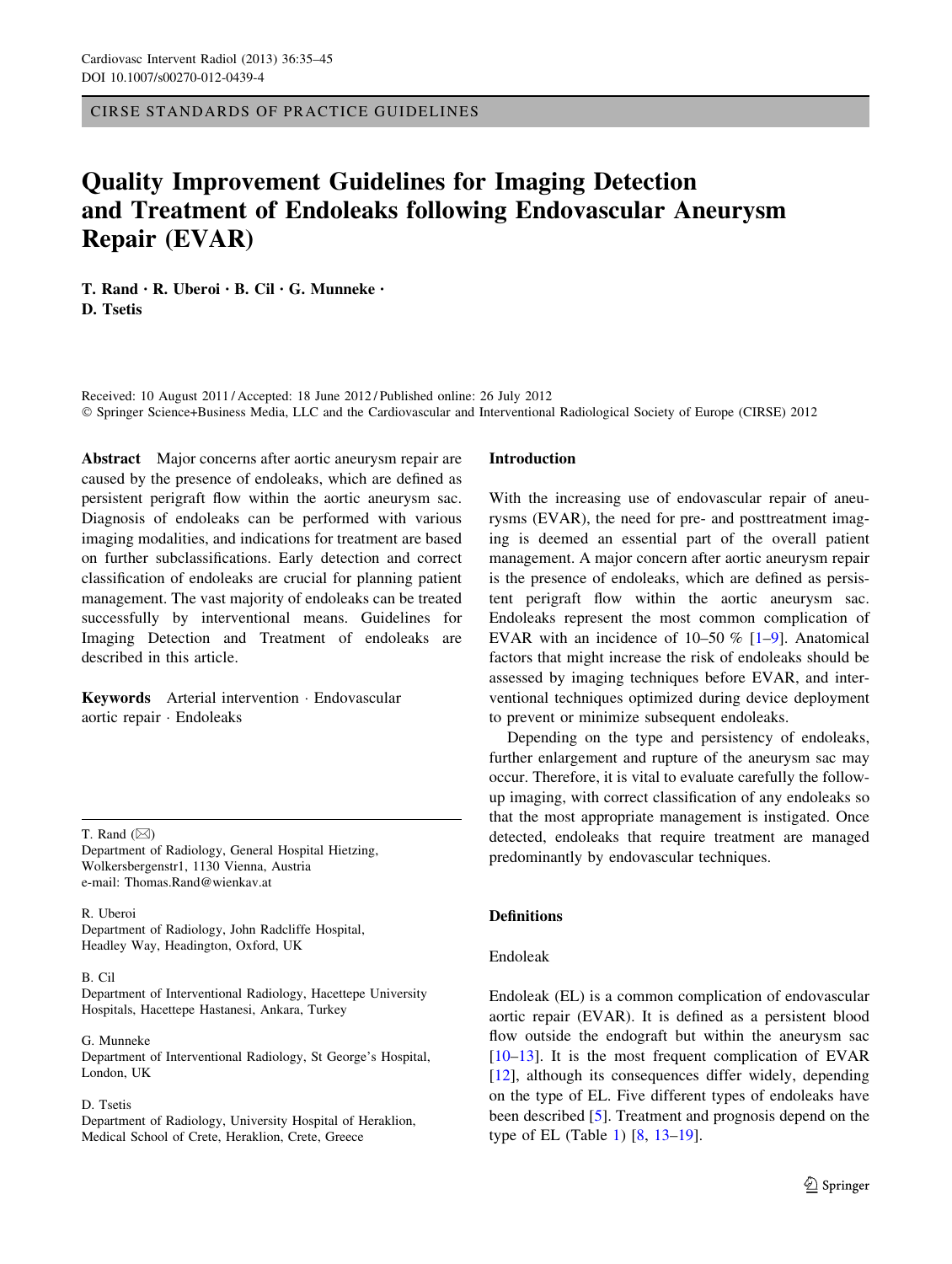CIRSE STANDARDS OF PRACTICE GUIDELINES

# Quality Improvement Guidelines for Imaging Detection and Treatment of Endoleaks following Endovascular Aneurysm Repair (EVAR)

**T. Rand · R. Uberoi · B. Cil · G. Munneke · D. Tsetis**

Received: 10 August 2011 / Accepted: 18 June 2012 / Published online: 26 July 2012
© Springer Science+Business Media, LLC and the Cardiovascular and Interventional Radiological Society of Europe (CIRSE) 2012

**Abstract** Major concerns after aortic aneurysm repair are caused by the presence of endoleaks, which are defined as persistent perigraft flow within the aortic aneurysm sac. Diagnosis of endoleaks can be performed with various imaging modalities, and indications for treatment are based on further subclassifications. Early detection and correct classification of endoleaks are crucial for planning patient management. The vast majority of endoleaks can be treated successfully by interventional means. Guidelines for Imaging Detection and Treatment of endoleaks are described in this article.

**Keywords** Arterial intervention · Endovascular aortic repair · Endoleaks

T. Rand (✉)
Department of Radiology, General Hospital Hietzing, Wolkersbergenstr1, 1130 Vienna, Austria
e-mail: Thomas.Rand@wienkav.at

R. Uberoi
Department of Radiology, John Radcliffe Hospital, Headley Way, Headington, Oxford, UK

B. Cil
Department of Interventional Radiology, Hacettepe University Hospitals, Hacettepe Hastanesi, Ankara, Turkey

G. Munneke
Department of Interventional Radiology, St George's Hospital, London, UK

D. Tsetis
Department of Radiology, University Hospital of Heraklion, Medical School of Crete, Heraklion, Crete, Greece

## Introduction

With the increasing use of endovascular repair of aneurysms (EVAR), the need for pre- and posttreatment imaging is deemed an essential part of the overall patient management. A major concern after aortic aneurysm repair is the presence of endoleaks, which are defined as persistent perigraft flow within the aortic aneurysm sac. Endoleaks represent the most common complication of EVAR with an incidence of 10–50 % [1–9]. Anatomical factors that might increase the risk of endoleaks should be assessed by imaging techniques before EVAR, and interventional techniques optimized during device deployment to prevent or minimize subsequent endoleaks.

Depending on the type and persistency of endoleaks, further enlargement and rupture of the aneurysm sac may occur. Therefore, it is vital to evaluate carefully the follow-up imaging, with correct classification of any endoleaks so that the most appropriate management is instigated. Once detected, endoleaks that require treatment are managed predominantly by endovascular techniques.

## Definitions

### Endoleak

Endoleak (EL) is a common complication of endovascular aortic repair (EVAR). It is defined as a persistent blood flow outside the endograft but within the aneurysm sac [10–13]. It is the most frequent complication of EVAR [12], although its consequences differ widely, depending on the type of EL. Five different types of endoleaks have been described [5]. Treatment and prognosis depend on the type of EL (Table 1) [8, 13–19].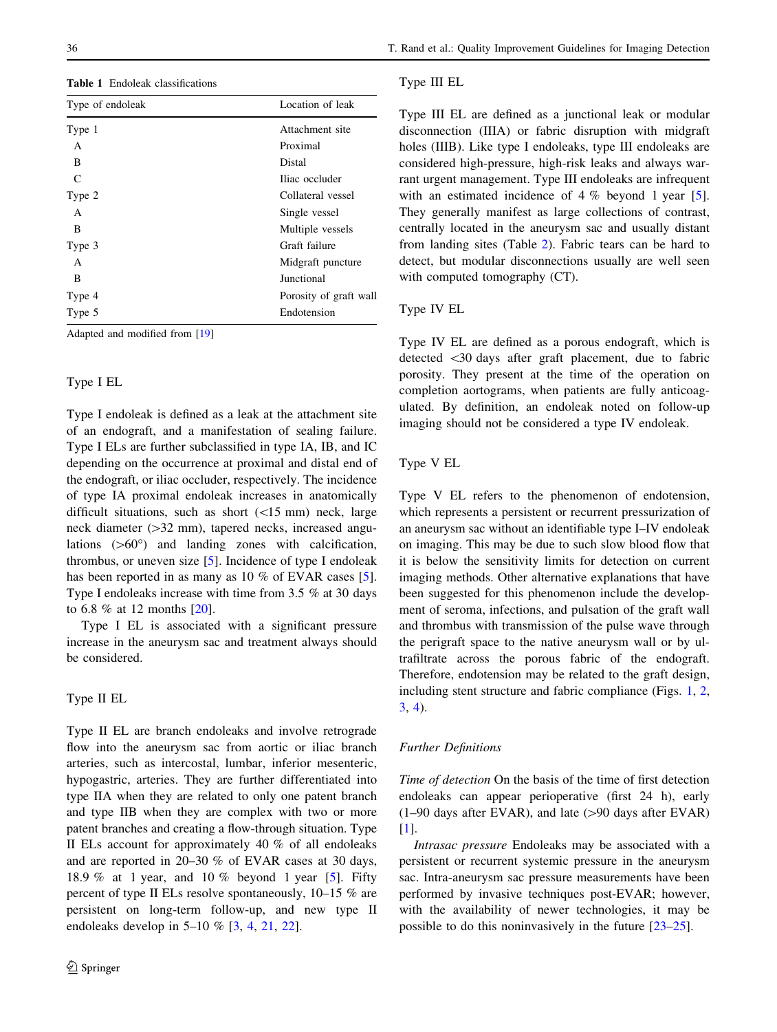**Table 1** Endoleak classifications

| Type of endoleak | Location of leak |
|---|---|
| Type 1 | Attachment site |
| A | Proximal |
| B | Distal |
| C | Iliac occluder |
| Type 2 | Collateral vessel |
| A | Single vessel |
| B | Multiple vessels |
| Type 3 | Graft failure |
| A | Midgraft puncture |
| B | Junctional |
| Type 4 | Porosity of graft wall |
| Type 5 | Endotension |

Adapted and modified from [19]

### Type I EL

Type I endoleak is defined as a leak at the attachment site of an endograft, and a manifestation of sealing failure. Type I ELs are further subclassified in type IA, IB, and IC depending on the occurrence at proximal and distal end of the endograft, or iliac occluder, respectively. The incidence of type IA proximal endoleak increases in anatomically difficult situations, such as short (<15 mm) neck, large neck diameter (>32 mm), tapered necks, increased angulations (>60°) and landing zones with calcification, thrombus, or uneven size [5]. Incidence of type I endoleak has been reported in as many as 10 % of EVAR cases [5]. Type I endoleaks increase with time from 3.5 % at 30 days to 6.8 % at 12 months [20].

Type I EL is associated with a significant pressure increase in the aneurysm sac and treatment always should be considered.

### Type II EL

Type II EL are branch endoleaks and involve retrograde flow into the aneurysm sac from aortic or iliac branch arteries, such as intercostal, lumbar, inferior mesenteric, hypogastric, arteries. They are further differentiated into type IIA when they are related to only one patent branch and type IIB when they are complex with two or more patent branches and creating a flow-through situation. Type II ELs account for approximately 40 % of all endoleaks and are reported in 20–30 % of EVAR cases at 30 days, 18.9 % at 1 year, and 10 % beyond 1 year [5]. Fifty percent of type II ELs resolve spontaneously, 10–15 % are persistent on long-term follow-up, and new type II endoleaks develop in 5–10 % [3, 4, 21, 22].

### Type III EL

Type III EL are defined as a junctional leak or modular disconnection (IIIA) or fabric disruption with midgraft holes (IIIB). Like type I endoleaks, type III endoleaks are considered high-pressure, high-risk leaks and always warrant urgent management. Type III endoleaks are infrequent with an estimated incidence of 4 % beyond 1 year [5]. They generally manifest as large collections of contrast, centrally located in the aneurysm sac and usually distant from landing sites (Table 2). Fabric tears can be hard to detect, but modular disconnections usually are well seen with computed tomography (CT).

### Type IV EL

Type IV EL are defined as a porous endograft, which is detected <30 days after graft placement, due to fabric porosity. They present at the time of the operation on completion aortograms, when patients are fully anticoagulated. By definition, an endoleak noted on follow-up imaging should not be considered a type IV endoleak.

### Type V EL

Type V EL refers to the phenomenon of endotension, which represents a persistent or recurrent pressurization of an aneurysm sac without an identifiable type I–IV endoleak on imaging. This may be due to such slow blood flow that it is below the sensitivity limits for detection on current imaging methods. Other alternative explanations that have been suggested for this phenomenon include the development of seroma, infections, and pulsation of the graft wall and thrombus with transmission of the pulse wave through the perigraft space to the native aneurysm wall or by ultrafiltrate across the porous fabric of the endograft. Therefore, endotension may be related to the graft design, including stent structure and fabric compliance (Figs. 1, 2, 3, 4).

### *Further Definitions*

*Time of detection* On the basis of the time of first detection endoleaks can appear perioperative (first 24 h), early (1–90 days after EVAR), and late (>90 days after EVAR) [1].

*Intrasac pressure* Endoleaks may be associated with a persistent or recurrent systemic pressure in the aneurysm sac. Intra-aneurysm sac pressure measurements have been performed by invasive techniques post-EVAR; however, with the availability of newer technologies, it may be possible to do this noninvasively in the future [23–25].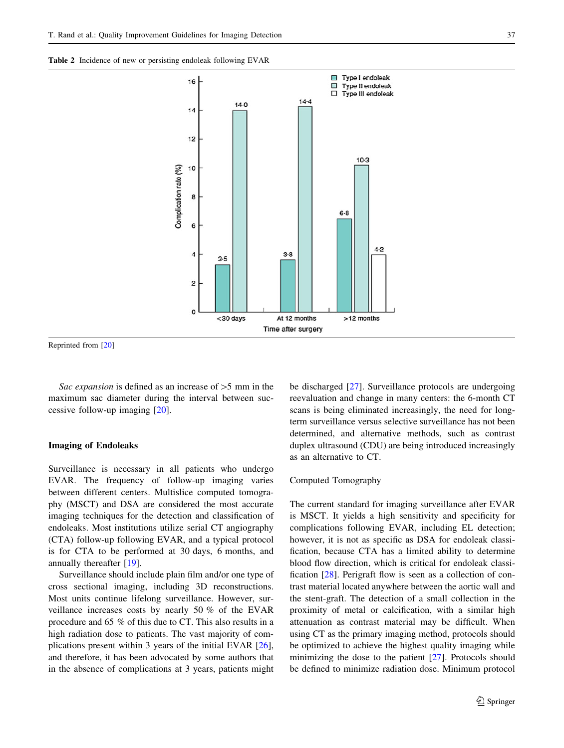**Table 2** Incidence of new or persisting endoleak following EVAR

| Time after surgery | Type I endoleak (Complication rate %) | Type II endoleak (Complication rate %) | Type III endoleak (Complication rate %) |
|---|---|---|---|
| <30 days | 3·5 | 14·0 | |
| At 12 months | 3·8 | 14·4 | |
| >12 months | 6·8 | 10·3 | 4·2 |

Reprinted from [20]

*Sac expansion* is defined as an increase of >5 mm in the maximum sac diameter during the interval between successive follow-up imaging [20].

## Imaging of Endoleaks

Surveillance is necessary in all patients who undergo EVAR. The frequency of follow-up imaging varies between different centers. Multislice computed tomography (MSCT) and DSA are considered the most accurate imaging techniques for the detection and classification of endoleaks. Most institutions utilize serial CT angiography (CTA) follow-up following EVAR, and a typical protocol is for CTA to be performed at 30 days, 6 months, and annually thereafter [19].

Surveillance should include plain film and/or one type of cross sectional imaging, including 3D reconstructions. Most units continue lifelong surveillance. However, surveillance increases costs by nearly 50 % of the EVAR procedure and 65 % of this due to CT. This also results in a high radiation dose to patients. The vast majority of complications present within 3 years of the initial EVAR [26], and therefore, it has been advocated by some authors that in the absence of complications at 3 years, patients might be discharged [27]. Surveillance protocols are undergoing reevaluation and change in many centers: the 6-month CT scans is being eliminated increasingly, the need for long-term surveillance versus selective surveillance has not been determined, and alternative methods, such as contrast duplex ultrasound (CDU) are being introduced increasingly as an alternative to CT.

### Computed Tomography

The current standard for imaging surveillance after EVAR is MSCT. It yields a high sensitivity and specificity for complications following EVAR, including EL detection; however, it is not as specific as DSA for endoleak classification, because CTA has a limited ability to determine blood flow direction, which is critical for endoleak classification [28]. Perigraft flow is seen as a collection of contrast material located anywhere between the aortic wall and the stent-graft. The detection of a small collection in the proximity of metal or calcification, with a similar high attenuation as contrast material may be difficult. When using CT as the primary imaging method, protocols should be optimized to achieve the highest quality imaging while minimizing the dose to the patient [27]. Protocols should be defined to minimize radiation dose. Minimum protocol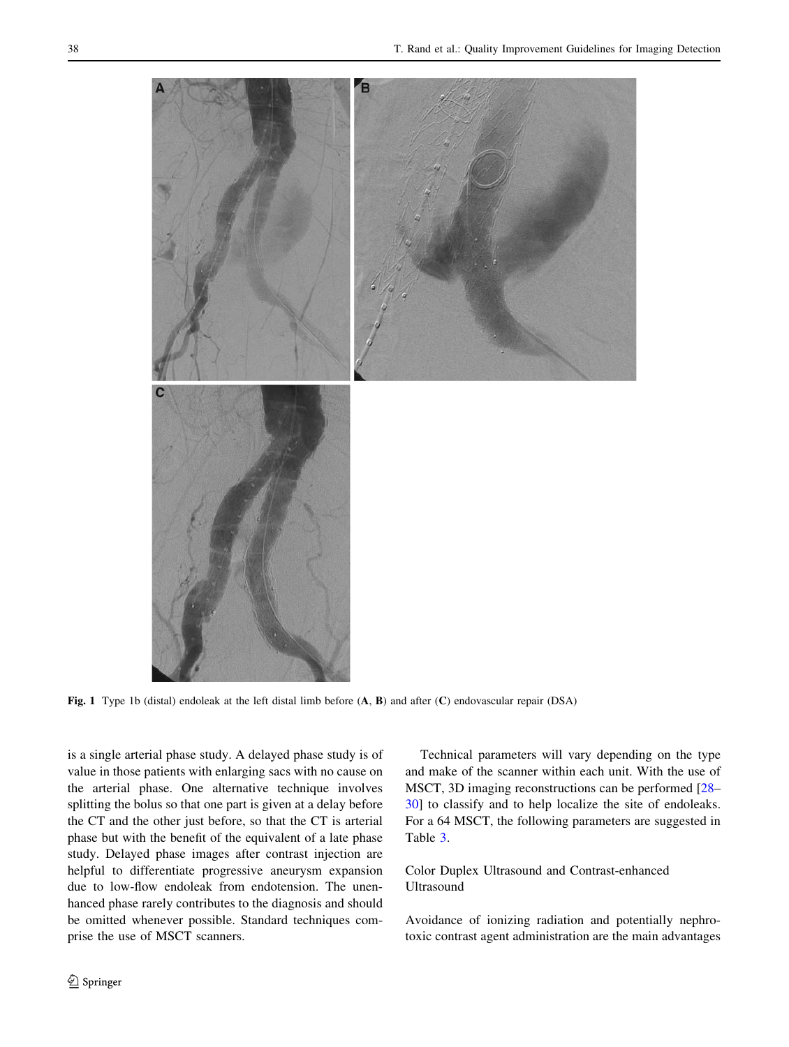**Fig. 1** Type 1b (distal) endoleak at the left distal limb before (**A**, **B**) and after (**C**) endovascular repair (DSA)

is a single arterial phase study. A delayed phase study is of value in those patients with enlarging sacs with no cause on the arterial phase. One alternative technique involves splitting the bolus so that one part is given at a delay before the CT and the other just before, so that the CT is arterial phase but with the benefit of the equivalent of a late phase study. Delayed phase images after contrast injection are helpful to differentiate progressive aneurysm expansion due to low-flow endoleak from endotension. The unenhanced phase rarely contributes to the diagnosis and should be omitted whenever possible. Standard techniques comprise the use of MSCT scanners.

Technical parameters will vary depending on the type and make of the scanner within each unit. With the use of MSCT, 3D imaging reconstructions can be performed [28–30] to classify and to help localize the site of endoleaks. For a 64 MSCT, the following parameters are suggested in Table 3.

### Color Duplex Ultrasound and Contrast-enhanced Ultrasound

Avoidance of ionizing radiation and potentially nephrotoxic contrast agent administration are the main advantages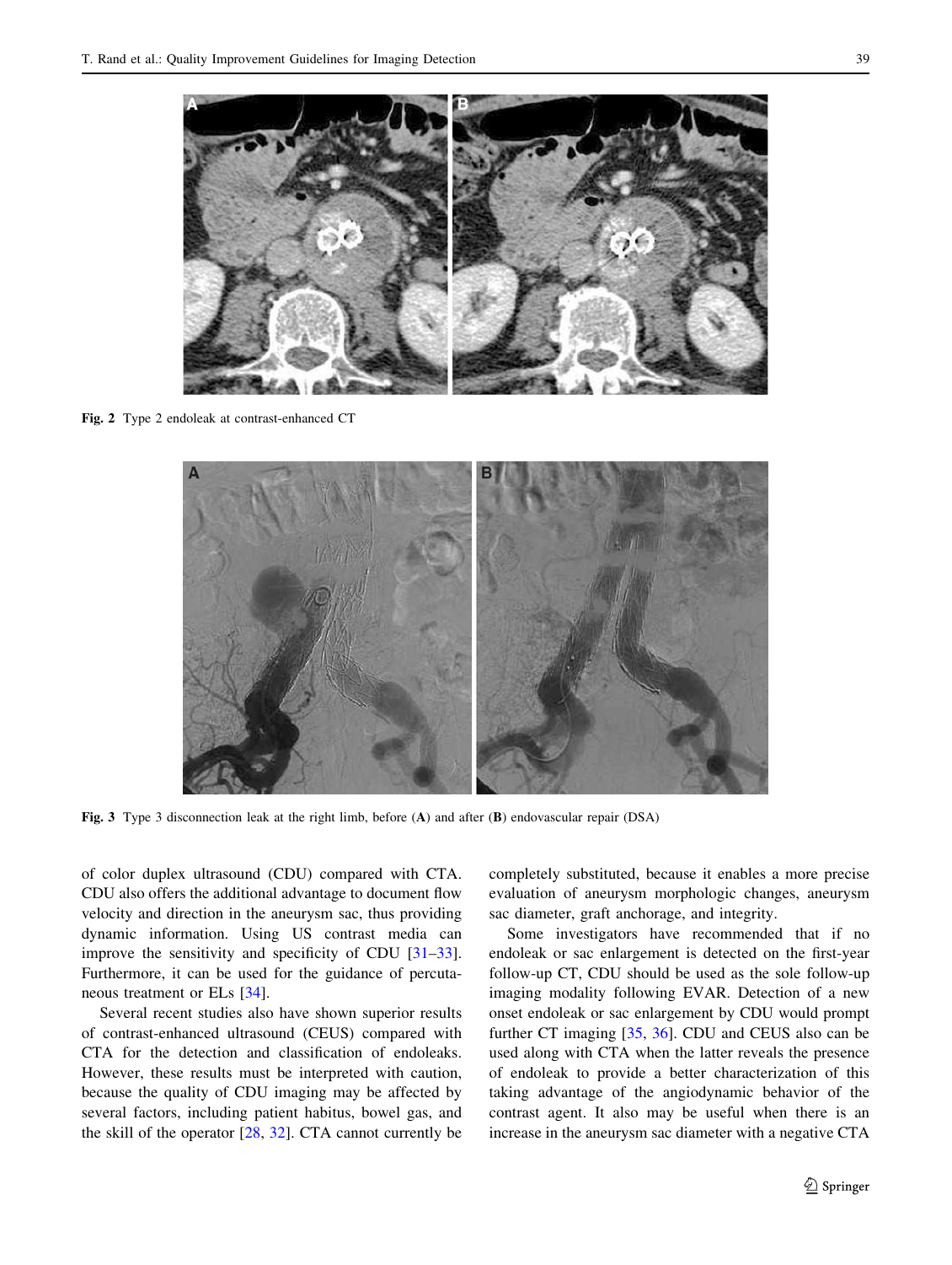Fig. 2 Type 2 endoleak at contrast-enhanced CT

Fig. 3 Type 3 disconnection leak at the right limb, before (**A**) and after (**B**) endovascular repair (DSA)

of color duplex ultrasound (CDU) compared with CTA. CDU also offers the additional advantage to document flow velocity and direction in the aneurysm sac, thus providing dynamic information. Using US contrast media can improve the sensitivity and specificity of CDU [31–33]. Furthermore, it can be used for the guidance of percutaneous treatment or ELs [34].

Several recent studies also have shown superior results of contrast-enhanced ultrasound (CEUS) compared with CTA for the detection and classification of endoleaks. However, these results must be interpreted with caution, because the quality of CDU imaging may be affected by several factors, including patient habitus, bowel gas, and the skill of the operator [28, 32]. CTA cannot currently be completely substituted, because it enables a more precise evaluation of aneurysm morphologic changes, aneurysm sac diameter, graft anchorage, and integrity.

Some investigators have recommended that if no endoleak or sac enlargement is detected on the first-year follow-up CT, CDU should be used as the sole follow-up imaging modality following EVAR. Detection of a new onset endoleak or sac enlargement by CDU would prompt further CT imaging [35, 36]. CDU and CEUS also can be used along with CTA when the latter reveals the presence of endoleak to provide a better characterization of this taking advantage of the angiodynamic behavior of the contrast agent. It also may be useful when there is an increase in the aneurysm sac diameter with a negative CTA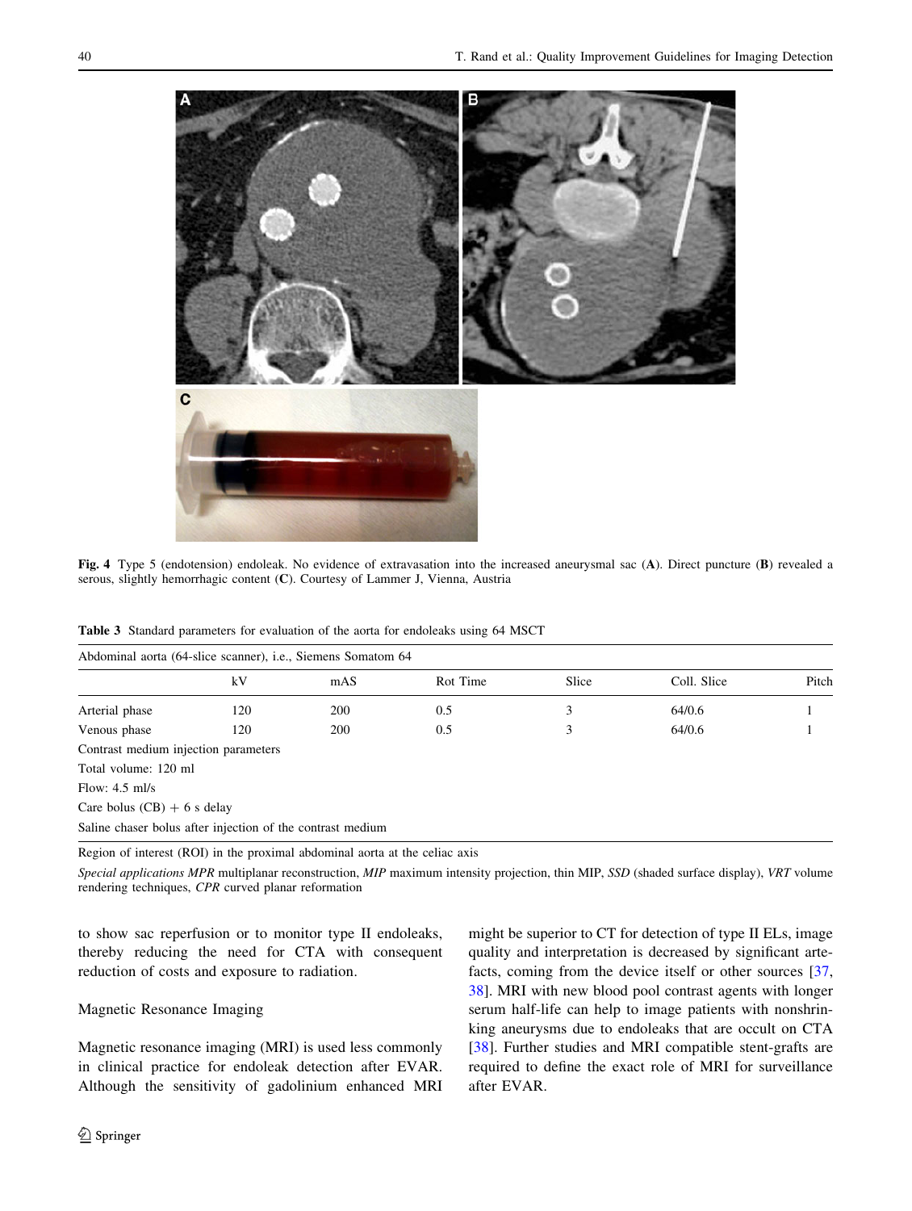Fig. 4 Type 5 (endotension) endoleak. No evidence of extravasation into the increased aneurysmal sac (A). Direct puncture (B) revealed a serous, slightly hemorrhagic content (C). Courtesy of Lammer J, Vienna, Austria

Table 3 Standard parameters for evaluation of the aorta for endoleaks using 64 MSCT

| Abdominal aorta (64-slice scanner), i.e., Siemens Somatom 64 | | | | | | |
|---|---|---|---|---|---|---|
| | kV | mAS | Rot Time | Slice | Coll. Slice | Pitch |
| Arterial phase | 120 | 200 | 0.5 | 3 | 64/0.6 | 1 |
| Venous phase | 120 | 200 | 0.5 | 3 | 64/0.6 | 1 |
| Contrast medium injection parameters | | | | | | |
| Total volume: 120 ml | | | | | | |
| Flow: 4.5 ml/s | | | | | | |
| Care bolus (CB) + 6 s delay | | | | | | |
| Saline chaser bolus after injection of the contrast medium | | | | | | |

Region of interest (ROI) in the proximal abdominal aorta at the celiac axis

*Special applications MPR* multiplanar reconstruction, *MIP* maximum intensity projection, thin MIP, *SSD* (shaded surface display), *VRT* volume rendering techniques, *CPR* curved planar reformation

to show sac reperfusion or to monitor type II endoleaks, thereby reducing the need for CTA with consequent reduction of costs and exposure to radiation.

### Magnetic Resonance Imaging

Magnetic resonance imaging (MRI) is used less commonly in clinical practice for endoleak detection after EVAR. Although the sensitivity of gadolinium enhanced MRI might be superior to CT for detection of type II ELs, image quality and interpretation is decreased by significant artefacts, coming from the device itself or other sources [37, 38]. MRI with new blood pool contrast agents with longer serum half-life can help to image patients with nonshrinking aneurysms due to endoleaks that are occult on CTA [38]. Further studies and MRI compatible stent-grafts are required to define the exact role of MRI for surveillance after EVAR.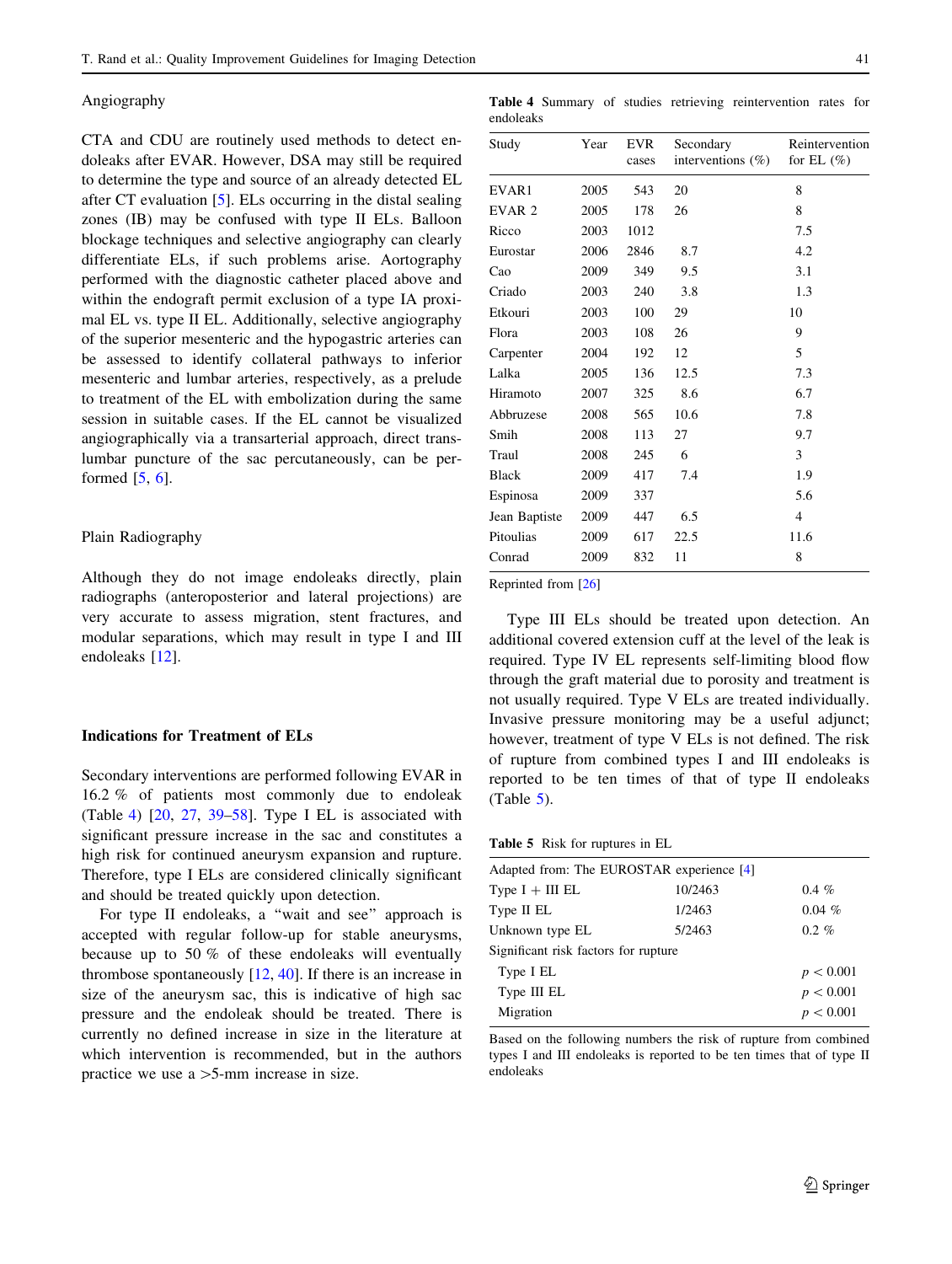Angiography

CTA and CDU are routinely used methods to detect endoleaks after EVAR. However, DSA may still be required to determine the type and source of an already detected EL after CT evaluation [5]. ELs occurring in the distal sealing zones (IB) may be confused with type II ELs. Balloon blockage techniques and selective angiography can clearly differentiate ELs, if such problems arise. Aortography performed with the diagnostic catheter placed above and within the endograft permit exclusion of a type IA proximal EL vs. type II EL. Additionally, selective angiography of the superior mesenteric and the hypogastric arteries can be assessed to identify collateral pathways to inferior mesenteric and lumbar arteries, respectively, as a prelude to treatment of the EL with embolization during the same session in suitable cases. If the EL cannot be visualized angiographically via a transarterial approach, direct translumbar puncture of the sac percutaneously, can be performed [5, 6].

Plain Radiography

Although they do not image endoleaks directly, plain radiographs (anteroposterior and lateral projections) are very accurate to assess migration, stent fractures, and modular separations, which may result in type I and III endoleaks [12].

### Indications for Treatment of ELs

Secondary interventions are performed following EVAR in 16.2 % of patients most commonly due to endoleak (Table 4) [20, 27, 39–58]. Type I EL is associated with significant pressure increase in the sac and constitutes a high risk for continued aneurysm expansion and rupture. Therefore, type I ELs are considered clinically significant and should be treated quickly upon detection.

For type II endoleaks, a "wait and see" approach is accepted with regular follow-up for stable aneurysms, because up to 50 % of these endoleaks will eventually thrombose spontaneously [12, 40]. If there is an increase in size of the aneurysm sac, this is indicative of high sac pressure and the endoleak should be treated. There is currently no defined increase in size in the literature at which intervention is recommended, but in the authors practice we use a >5-mm increase in size.

**Table 4** Summary of studies retrieving reintervention rates for endoleaks

| Study | Year | EVR cases | Secondary interventions (%) | Reintervention for EL (%) |
|---|---|---|---|---|
| EVAR1 | 2005 | 543 | 20 | 8 |
| EVAR 2 | 2005 | 178 | 26 | 8 |
| Ricco | 2003 | 1012 | | 7.5 |
| Eurostar | 2006 | 2846 | 8.7 | 4.2 |
| Cao | 2009 | 349 | 9.5 | 3.1 |
| Criado | 2003 | 240 | 3.8 | 1.3 |
| Etkouri | 2003 | 100 | 29 | 10 |
| Flora | 2003 | 108 | 26 | 9 |
| Carpenter | 2004 | 192 | 12 | 5 |
| Lalka | 2005 | 136 | 12.5 | 7.3 |
| Hiramoto | 2007 | 325 | 8.6 | 6.7 |
| Abbruzese | 2008 | 565 | 10.6 | 7.8 |
| Smih | 2008 | 113 | 27 | 9.7 |
| Traul | 2008 | 245 | 6 | 3 |
| Black | 2009 | 417 | 7.4 | 1.9 |
| Espinosa | 2009 | 337 | | 5.6 |
| Jean Baptiste | 2009 | 447 | 6.5 | 4 |
| Pitoulias | 2009 | 617 | 22.5 | 11.6 |
| Conrad | 2009 | 832 | 11 | 8 |

Reprinted from [26]

Type III ELs should be treated upon detection. An additional covered extension cuff at the level of the leak is required. Type IV EL represents self-limiting blood flow through the graft material due to porosity and treatment is not usually required. Type V ELs are treated individually. Invasive pressure monitoring may be a useful adjunct; however, treatment of type V ELs is not defined. The risk of rupture from combined types I and III endoleaks is reported to be ten times of that of type II endoleaks (Table 5).

**Table 5** Risk for ruptures in EL

| Adapted from: The EUROSTAR experience [4] | | |
|---|---|---|
| Type I + III EL | 10/2463 | 0.4 % |
| Type II EL | 1/2463 | 0.04 % |
| Unknown type EL | 5/2463 | 0.2 % |
| Significant risk factors for rupture | | |
| Type I EL | | $p < 0.001$ |
| Type III EL | | $p < 0.001$ |
| Migration | | $p < 0.001$ |

Based on the following numbers the risk of rupture from combined types I and III endoleaks is reported to be ten times that of type II endoleaks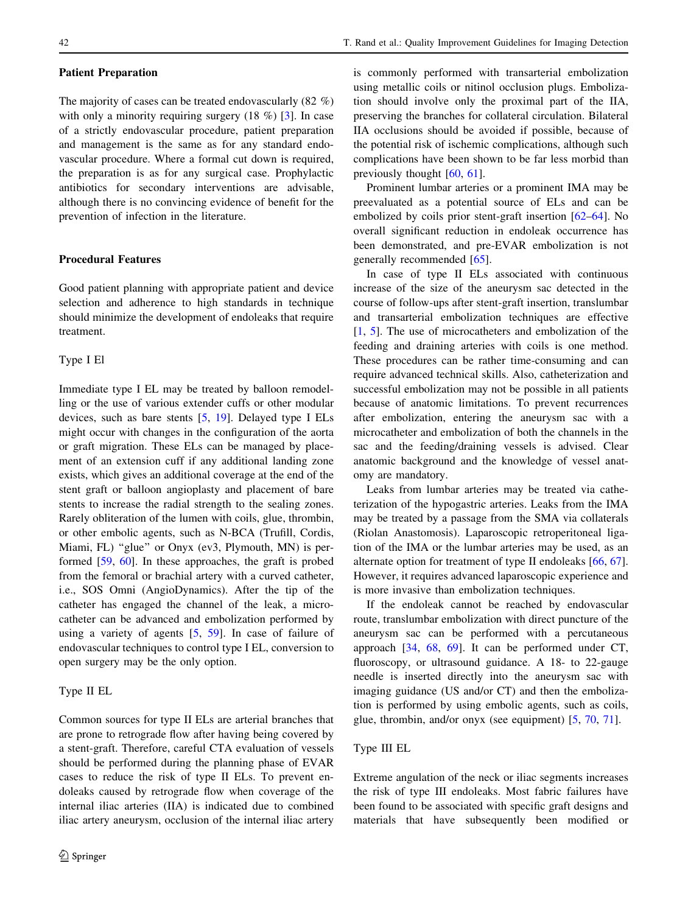## Patient Preparation

The majority of cases can be treated endovascularly (82 %) with only a minority requiring surgery (18 %) [3]. In case of a strictly endovascular procedure, patient preparation and management is the same as for any standard endovascular procedure. Where a formal cut down is required, the preparation is as for any surgical case. Prophylactic antibiotics for secondary interventions are advisable, although there is no convincing evidence of benefit for the prevention of infection in the literature.

## Procedural Features

Good patient planning with appropriate patient and device selection and adherence to high standards in technique should minimize the development of endoleaks that require treatment.

### Type I El

Immediate type I EL may be treated by balloon remodelling or the use of various extender cuffs or other modular devices, such as bare stents [5, 19]. Delayed type I ELs might occur with changes in the configuration of the aorta or graft migration. These ELs can be managed by placement of an extension cuff if any additional landing zone exists, which gives an additional coverage at the end of the stent graft or balloon angioplasty and placement of bare stents to increase the radial strength to the sealing zones. Rarely obliteration of the lumen with coils, glue, thrombin, or other embolic agents, such as N-BCA (Trufill, Cordis, Miami, FL) "glue" or Onyx (ev3, Plymouth, MN) is performed [59, 60]. In these approaches, the graft is probed from the femoral or brachial artery with a curved catheter, i.e., SOS Omni (AngioDynamics). After the tip of the catheter has engaged the channel of the leak, a microcatheter can be advanced and embolization performed by using a variety of agents [5, 59]. In case of failure of endovascular techniques to control type I EL, conversion to open surgery may be the only option.

### Type II EL

Common sources for type II ELs are arterial branches that are prone to retrograde flow after having being covered by a stent-graft. Therefore, careful CTA evaluation of vessels should be performed during the planning phase of EVAR cases to reduce the risk of type II ELs. To prevent endoleaks caused by retrograde flow when coverage of the internal iliac arteries (IIA) is indicated due to combined iliac artery aneurysm, occlusion of the internal iliac artery is commonly performed with transarterial embolization using metallic coils or nitinol occlusion plugs. Embolization should involve only the proximal part of the IIA, preserving the branches for collateral circulation. Bilateral IIA occlusions should be avoided if possible, because of the potential risk of ischemic complications, although such complications have been shown to be far less morbid than previously thought [60, 61].

Prominent lumbar arteries or a prominent IMA may be preevaluated as a potential source of ELs and can be embolized by coils prior stent-graft insertion [62–64]. No overall significant reduction in endoleak occurrence has been demonstrated, and pre-EVAR embolization is not generally recommended [65].

In case of type II ELs associated with continuous increase of the size of the aneurysm sac detected in the course of follow-ups after stent-graft insertion, translumbar and transarterial embolization techniques are effective [1, 5]. The use of microcatheters and embolization of the feeding and draining arteries with coils is one method. These procedures can be rather time-consuming and can require advanced technical skills. Also, catheterization and successful embolization may not be possible in all patients because of anatomic limitations. To prevent recurrences after embolization, entering the aneurysm sac with a microcatheter and embolization of both the channels in the sac and the feeding/draining vessels is advised. Clear anatomic background and the knowledge of vessel anatomy are mandatory.

Leaks from lumbar arteries may be treated via catheterization of the hypogastric arteries. Leaks from the IMA may be treated by a passage from the SMA via collaterals (Riolan Anastomosis). Laparoscopic retroperitoneal ligation of the IMA or the lumbar arteries may be used, as an alternate option for treatment of type II endoleaks [66, 67]. However, it requires advanced laparoscopic experience and is more invasive than embolization techniques.

If the endoleak cannot be reached by endovascular route, translumbar embolization with direct puncture of the aneurysm sac can be performed with a percutaneous approach [34, 68, 69]. It can be performed under CT, fluoroscopy, or ultrasound guidance. A 18- to 22-gauge needle is inserted directly into the aneurysm sac with imaging guidance (US and/or CT) and then the embolization is performed by using embolic agents, such as coils, glue, thrombin, and/or onyx (see equipment) [5, 70, 71].

### Type III EL

Extreme angulation of the neck or iliac segments increases the risk of type III endoleaks. Most fabric failures have been found to be associated with specific graft designs and materials that have subsequently been modified or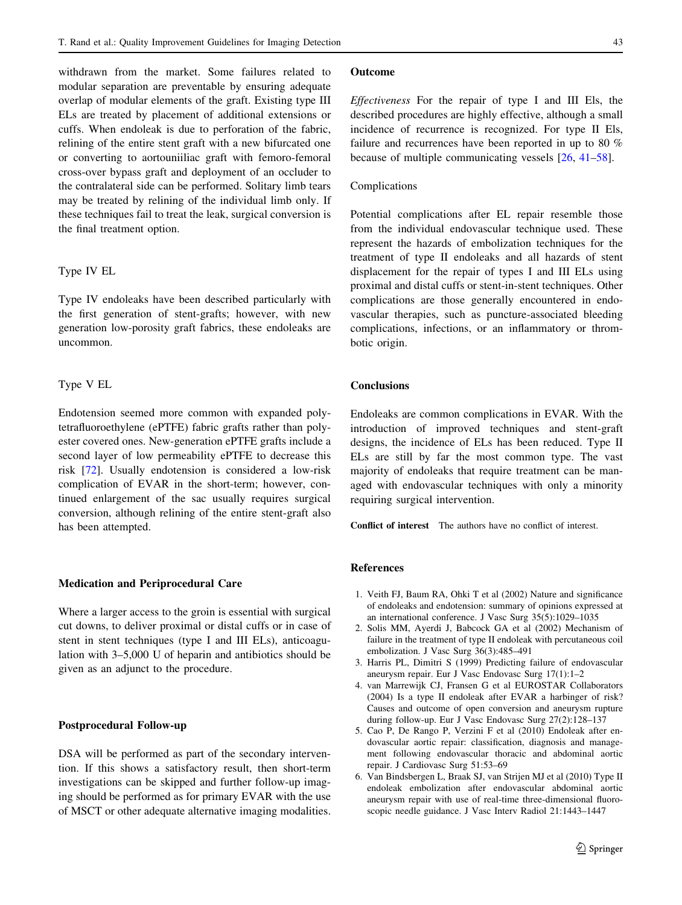withdrawn from the market. Some failures related to modular separation are preventable by ensuring adequate overlap of modular elements of the graft. Existing type III ELs are treated by placement of additional extensions or cuffs. When endoleak is due to perforation of the fabric, relining of the entire stent graft with a new bifurcated one or converting to aortouniiliac graft with femoro-femoral cross-over bypass graft and deployment of an occluder to the contralateral side can be performed. Solitary limb tears may be treated by relining of the individual limb only. If these techniques fail to treat the leak, surgical conversion is the final treatment option.

### Type IV EL

Type IV endoleaks have been described particularly with the first generation of stent-grafts; however, with new generation low-porosity graft fabrics, these endoleaks are uncommon.

### Type V EL

Endotension seemed more common with expanded polytetrafluoroethylene (ePTFE) fabric grafts rather than polyester covered ones. New-generation ePTFE grafts include a second layer of low permeability ePTFE to decrease this risk [72]. Usually endotension is considered a low-risk complication of EVAR in the short-term; however, continued enlargement of the sac usually requires surgical conversion, although relining of the entire stent-graft also has been attempted.

## Medication and Periprocedural Care

Where a larger access to the groin is essential with surgical cut downs, to deliver proximal or distal cuffs or in case of stent in stent techniques (type I and III ELs), anticoagulation with 3–5,000 U of heparin and antibiotics should be given as an adjunct to the procedure.

## Postprocedural Follow-up

DSA will be performed as part of the secondary intervention. If this shows a satisfactory result, then short-term investigations can be skipped and further follow-up imaging should be performed as for primary EVAR with the use of MSCT or other adequate alternative imaging modalities.

## Outcome

*Effectiveness* For the repair of type I and III Els, the described procedures are highly effective, although a small incidence of recurrence is recognized. For type II Els, failure and recurrences have been reported in up to 80 % because of multiple communicating vessels [26, 41–58].

### Complications

Potential complications after EL repair resemble those from the individual endovascular technique used. These represent the hazards of embolization techniques for the treatment of type II endoleaks and all hazards of stent displacement for the repair of types I and III ELs using proximal and distal cuffs or stent-in-stent techniques. Other complications are those generally encountered in endovascular therapies, such as puncture-associated bleeding complications, infections, or an inflammatory or thrombotic origin.

## Conclusions

Endoleaks are common complications in EVAR. With the introduction of improved techniques and stent-graft designs, the incidence of ELs has been reduced. Type II ELs are still by far the most common type. The vast majority of endoleaks that require treatment can be managed with endovascular techniques with only a minority requiring surgical intervention.

**Conflict of interest** The authors have no conflict of interest.

## References

1. Veith FJ, Baum RA, Ohki T et al (2002) Nature and significance of endoleaks and endotension: summary of opinions expressed at an international conference. J Vasc Surg 35(5):1029–1035
2. Solis MM, Ayerdi J, Babcock GA et al (2002) Mechanism of failure in the treatment of type II endoleak with percutaneous coil embolization. J Vasc Surg 36(3):485–491
3. Harris PL, Dimitri S (1999) Predicting failure of endovascular aneurysm repair. Eur J Vasc Endovasc Surg 17(1):1–2
4. van Marrewijk CJ, Fransen G et al EUROSTAR Collaborators (2004) Is a type II endoleak after EVAR a harbinger of risk? Causes and outcome of open conversion and aneurysm rupture during follow-up. Eur J Vasc Endovasc Surg 27(2):128–137
5. Cao P, De Rango P, Verzini F et al (2010) Endoleak after endovascular aortic repair: classification, diagnosis and management following endovascular thoracic and abdominal aortic repair. J Cardiovasc Surg 51:53–69
6. Van Bindsbergen L, Braak SJ, van Strijen MJ et al (2010) Type II endoleak embolization after endovascular abdominal aortic aneurysm repair with use of real-time three-dimensional fluoroscopic needle guidance. J Vasc Interv Radiol 21:1443–1447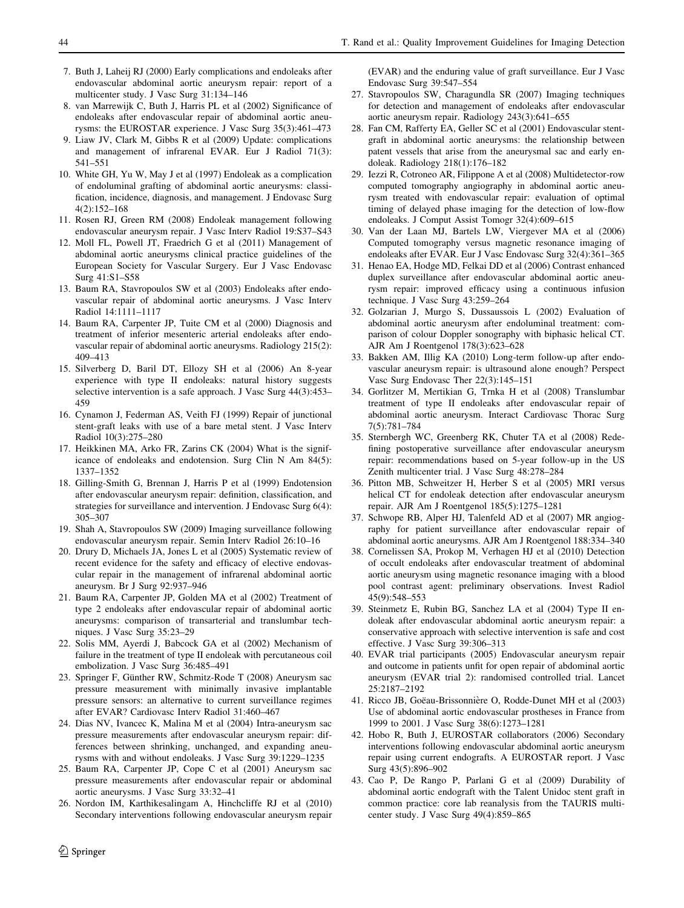7. Buth J, Laheij RJ (2000) Early complications and endoleaks after endovascular abdominal aortic aneurysm repair: report of a multicenter study. J Vasc Surg 31:134–146
8. van Marrewijk C, Buth J, Harris PL et al (2002) Significance of endoleaks after endovascular repair of abdominal aortic aneurysms: the EUROSTAR experience. J Vasc Surg 35(3):461–473
9. Liaw JV, Clark M, Gibbs R et al (2009) Update: complications and management of infrarenal EVAR. Eur J Radiol 71(3): 541–551
10. White GH, Yu W, May J et al (1997) Endoleak as a complication of endoluminal grafting of abdominal aortic aneurysms: classification, incidence, diagnosis, and management. J Endovasc Surg 4(2):152–168
11. Rosen RJ, Green RM (2008) Endoleak management following endovascular aneurysm repair. J Vasc Interv Radiol 19:S37–S43
12. Moll FL, Powell JT, Fraedrich G et al (2011) Management of abdominal aortic aneurysms clinical practice guidelines of the European Society for Vascular Surgery. Eur J Vasc Endovasc Surg 41:S1–S58
13. Baum RA, Stavropoulos SW et al (2003) Endoleaks after endovascular repair of abdominal aortic aneurysms. J Vasc Interv Radiol 14:1111–1117
14. Baum RA, Carpenter JP, Tuite CM et al (2000) Diagnosis and treatment of inferior mesenteric arterial endoleaks after endovascular repair of abdominal aortic aneurysms. Radiology 215(2): 409–413
15. Silverberg D, Baril DT, Ellozy SH et al (2006) An 8-year experience with type II endoleaks: natural history suggests selective intervention is a safe approach. J Vasc Surg 44(3):453–459
16. Cynamon J, Federman AS, Veith FJ (1999) Repair of junctional stent-graft leaks with use of a bare metal stent. J Vasc Interv Radiol 10(3):275–280
17. Heikkinen MA, Arko FR, Zarins CK (2004) What is the significance of endoleaks and endotension. Surg Clin N Am 84(5): 1337–1352
18. Gilling-Smith G, Brennan J, Harris P et al (1999) Endotension after endovascular aneurysm repair: definition, classification, and strategies for surveillance and intervention. J Endovasc Surg 6(4): 305–307
19. Shah A, Stavropoulos SW (2009) Imaging surveillance following endovascular aneurysm repair. Semin Interv Radiol 26:10–16
20. Drury D, Michaels JA, Jones L et al (2005) Systematic review of recent evidence for the safety and efficacy of elective endovascular repair in the management of infrarenal abdominal aortic aneurysm. Br J Surg 92:937–946
21. Baum RA, Carpenter JP, Golden MA et al (2002) Treatment of type 2 endoleaks after endovascular repair of abdominal aortic aneurysms: comparison of transarterial and translumbar techniques. J Vasc Surg 35:23–29
22. Solis MM, Ayerdi J, Babcock GA et al (2002) Mechanism of failure in the treatment of type II endoleak with percutaneous coil embolization. J Vasc Surg 36:485–491
23. Springer F, Günther RW, Schmitz-Rode T (2008) Aneurysm sac pressure measurement with minimally invasive implantable pressure sensors: an alternative to current surveillance regimes after EVAR? Cardiovasc Interv Radiol 31:460–467
24. Dias NV, Ivancec K, Malina M et al (2004) Intra-aneurysm sac pressure measurements after endovascular aneurysm repair: differences between shrinking, unchanged, and expanding aneurysms with and without endoleaks. J Vasc Surg 39:1229–1235
25. Baum RA, Carpenter JP, Cope C et al (2001) Aneurysm sac pressure measurements after endovascular repair or abdominal aortic aneurysms. J Vasc Surg 33:32–41
26. Nordon IM, Karthikesalingam A, Hinchcliffe RJ et al (2010) Secondary interventions following endovascular aneurysm repair (EVAR) and the enduring value of graft surveillance. Eur J Vasc Endovasc Surg 39:547–554
27. Stavropoulos SW, Charagundla SR (2007) Imaging techniques for detection and management of endoleaks after endovascular aortic aneurysm repair. Radiology 243(3):641–655
28. Fan CM, Rafferty EA, Geller SC et al (2001) Endovascular stent-graft in abdominal aortic aneurysms: the relationship between patent vessels that arise from the aneurysmal sac and early endoleak. Radiology 218(1):176–182
29. Iezzi R, Cotroneo AR, Filippone A et al (2008) Multidetector-row computed tomography angiography in abdominal aortic aneurysm treated with endovascular repair: evaluation of optimal timing of delayed phase imaging for the detection of low-flow endoleaks. J Comput Assist Tomogr 32(4):609–615
30. Van der Laan MJ, Bartels LW, Viergever MA et al (2006) Computed tomography versus magnetic resonance imaging of endoleaks after EVAR. Eur J Vasc Endovasc Surg 32(4):361–365
31. Henao EA, Hodge MD, Felkai DD et al (2006) Contrast enhanced duplex surveillance after endovascular abdominal aortic aneurysm repair: improved efficacy using a continuous infusion technique. J Vasc Surg 43:259–264
32. Golzarian J, Murgo S, Dussaussois L (2002) Evaluation of abdominal aortic aneurysm after endoluminal treatment: comparison of colour Doppler sonography with biphasic helical CT. AJR Am J Roentgenol 178(3):623–628
33. Bakken AM, Illig KA (2010) Long-term follow-up after endovascular aneurysm repair: is ultrasound alone enough? Perspect Vasc Surg Endovasc Ther 22(3):145–151
34. Gorlitzer M, Mertikian G, Trnka H et al (2008) Translumbar treatment of type II endoleaks after endovascular repair of abdominal aortic aneurysm. Interact Cardiovasc Thorac Surg 7(5):781–784
35. Sternbergh WC, Greenberg RK, Chuter TA et al (2008) Redefining postoperative surveillance after endovascular aneurysm repair: recommendations based on 5-year follow-up in the US Zenith multicenter trial. J Vasc Surg 48:278–284
36. Pitton MB, Schweitzer H, Herber S et al (2005) MRI versus helical CT for endoleak detection after endovascular aneurysm repair. AJR Am J Roentgenol 185(5):1275–1281
37. Schwope RB, Alper HJ, Talenfeld AD et al (2007) MR angiography for patient surveillance after endovascular repair of abdominal aortic aneurysms. AJR Am J Roentgenol 188:334–340
38. Cornelissen SA, Prokop M, Verhagen HJ et al (2010) Detection of occult endoleaks after endovascular treatment of abdominal aortic aneurysm using magnetic resonance imaging with a blood pool contrast agent: preliminary observations. Invest Radiol 45(9):548–553
39. Steinmetz E, Rubin BG, Sanchez LA et al (2004) Type II endoleak after endovascular abdominal aortic aneurysm repair: a conservative approach with selective intervention is safe and cost effective. J Vasc Surg 39:306–313
40. EVAR trial participants (2005) Endovascular aneurysm repair and outcome in patients unfit for open repair of abdominal aortic aneurysm (EVAR trial 2): randomised controlled trial. Lancet 25:2187–2192
41. Ricco JB, Goëau-Brissonnière O, Rodde-Dunet MH et al (2003) Use of abdominal aortic endovascular prostheses in France from 1999 to 2001. J Vasc Surg 38(6):1273–1281
42. Hobo R, Buth J, EUROSTAR collaborators (2006) Secondary interventions following endovascular abdominal aortic aneurysm repair using current endografts. A EUROSTAR report. J Vasc Surg 43(5):896–902
43. Cao P, De Rango P, Parlani G et al (2009) Durability of abdominal aortic endograft with the Talent Unidoc stent graft in common practice: core lab reanalysis from the TAURIS multicenter study. J Vasc Surg 49(4):859–865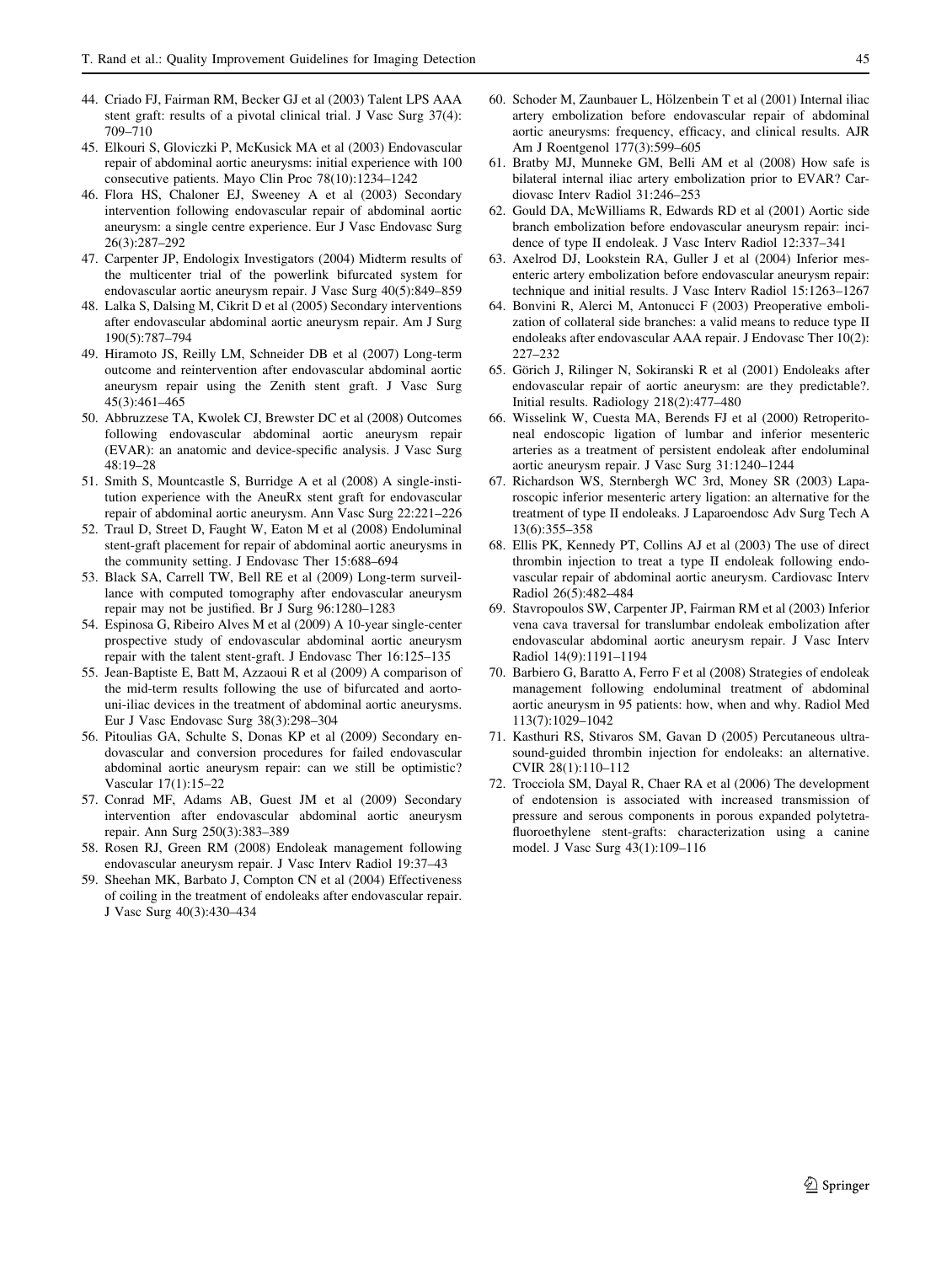44. Criado FJ, Fairman RM, Becker GJ et al (2003) Talent LPS AAA stent graft: results of a pivotal clinical trial. J Vasc Surg 37(4): 709–710
45. Elkouri S, Gloviczki P, McKusick MA et al (2003) Endovascular repair of abdominal aortic aneurysms: initial experience with 100 consecutive patients. Mayo Clin Proc 78(10):1234–1242
46. Flora HS, Chaloner EJ, Sweeney A et al (2003) Secondary intervention following endovascular repair of abdominal aortic aneurysm: a single centre experience. Eur J Vasc Endovasc Surg 26(3):287–292
47. Carpenter JP, Endologix Investigators (2004) Midterm results of the multicenter trial of the powerlink bifurcated system for endovascular aortic aneurysm repair. J Vasc Surg 40(5):849–859
48. Lalka S, Dalsing M, Cikrit D et al (2005) Secondary interventions after endovascular abdominal aortic aneurysm repair. Am J Surg 190(5):787–794
49. Hiramoto JS, Reilly LM, Schneider DB et al (2007) Long-term outcome and reintervention after endovascular abdominal aortic aneurysm repair using the Zenith stent graft. J Vasc Surg 45(3):461–465
50. Abbruzzese TA, Kwolek CJ, Brewster DC et al (2008) Outcomes following endovascular abdominal aortic aneurysm repair (EVAR): an anatomic and device-specific analysis. J Vasc Surg 48:19–28
51. Smith S, Mountcastle S, Burridge A et al (2008) A single-institution experience with the AneuRx stent graft for endovascular repair of abdominal aortic aneurysm. Ann Vasc Surg 22:221–226
52. Traul D, Street D, Faught W, Eaton M et al (2008) Endoluminal stent-graft placement for repair of abdominal aortic aneurysms in the community setting. J Endovasc Ther 15:688–694
53. Black SA, Carrell TW, Bell RE et al (2009) Long-term surveillance with computed tomography after endovascular aneurysm repair may not be justified. Br J Surg 96:1280–1283
54. Espinosa G, Ribeiro Alves M et al (2009) A 10-year single-center prospective study of endovascular abdominal aortic aneurysm repair with the talent stent-graft. J Endovasc Ther 16:125–135
55. Jean-Baptiste E, Batt M, Azzaoui R et al (2009) A comparison of the mid-term results following the use of bifurcated and aorto-uni-iliac devices in the treatment of abdominal aortic aneurysms. Eur J Vasc Endovasc Surg 38(3):298–304
56. Pitoulias GA, Schulte S, Donas KP et al (2009) Secondary endovascular and conversion procedures for failed endovascular abdominal aortic aneurysm repair: can we still be optimistic? Vascular 17(1):15–22
57. Conrad MF, Adams AB, Guest JM et al (2009) Secondary intervention after endovascular abdominal aortic aneurysm repair. Ann Surg 250(3):383–389
58. Rosen RJ, Green RM (2008) Endoleak management following endovascular aneurysm repair. J Vasc Interv Radiol 19:37–43
59. Sheehan MK, Barbato J, Compton CN et al (2004) Effectiveness of coiling in the treatment of endoleaks after endovascular repair. J Vasc Surg 40(3):430–434
60. Schoder M, Zaunbauer L, Hölzenbein T et al (2001) Internal iliac artery embolization before endovascular repair of abdominal aortic aneurysms: frequency, efficacy, and clinical results. AJR Am J Roentgenol 177(3):599–605
61. Bratby MJ, Munneke GM, Belli AM et al (2008) How safe is bilateral internal iliac artery embolization prior to EVAR? Cardiovasc Interv Radiol 31:246–253
62. Gould DA, McWilliams R, Edwards RD et al (2001) Aortic side branch embolization before endovascular aneurysm repair: incidence of type II endoleak. J Vasc Interv Radiol 12:337–341
63. Axelrod DJ, Lookstein RA, Guller J et al (2004) Inferior mesenteric artery embolization before endovascular aneurysm repair: technique and initial results. J Vasc Interv Radiol 15:1263–1267
64. Bonvini R, Alerci M, Antonucci F (2003) Preoperative embolization of collateral side branches: a valid means to reduce type II endoleaks after endovascular AAA repair. J Endovasc Ther 10(2): 227–232
65. Görich J, Rilinger N, Sokiranski R et al (2001) Endoleaks after endovascular repair of aortic aneurysm: are they predictable?. Initial results. Radiology 218(2):477–480
66. Wisselink W, Cuesta MA, Berends FJ et al (2000) Retroperitoneal endoscopic ligation of lumbar and inferior mesenteric arteries as a treatment of persistent endoleak after endoluminal aortic aneurysm repair. J Vasc Surg 31:1240–1244
67. Richardson WS, Sternbergh WC 3rd, Money SR (2003) Laparoscopic inferior mesenteric artery ligation: an alternative for the treatment of type II endoleaks. J Laparoendosc Adv Surg Tech A 13(6):355–358
68. Ellis PK, Kennedy PT, Collins AJ et al (2003) The use of direct thrombin injection to treat a type II endoleak following endovascular repair of abdominal aortic aneurysm. Cardiovasc Interv Radiol 26(5):482–484
69. Stavropoulos SW, Carpenter JP, Fairman RM et al (2003) Inferior vena cava traversal for translumbar endoleak embolization after endovascular abdominal aortic aneurysm repair. J Vasc Interv Radiol 14(9):1191–1194
70. Barbiero G, Baratto A, Ferro F et al (2008) Strategies of endoleak management following endoluminal treatment of abdominal aortic aneurysm in 95 patients: how, when and why. Radiol Med 113(7):1029–1042
71. Kasthuri RS, Stivaros SM, Gavan D (2005) Percutaneous ultrasound-guided thrombin injection for endoleaks: an alternative. CVIR 28(1):110–112
72. Trocciola SM, Dayal R, Chaer RA et al (2006) The development of endotension is associated with increased transmission of pressure and serous components in porous expanded polytetrafluoroethylene stent-grafts: characterization using a canine model. J Vasc Surg 43(1):109–116